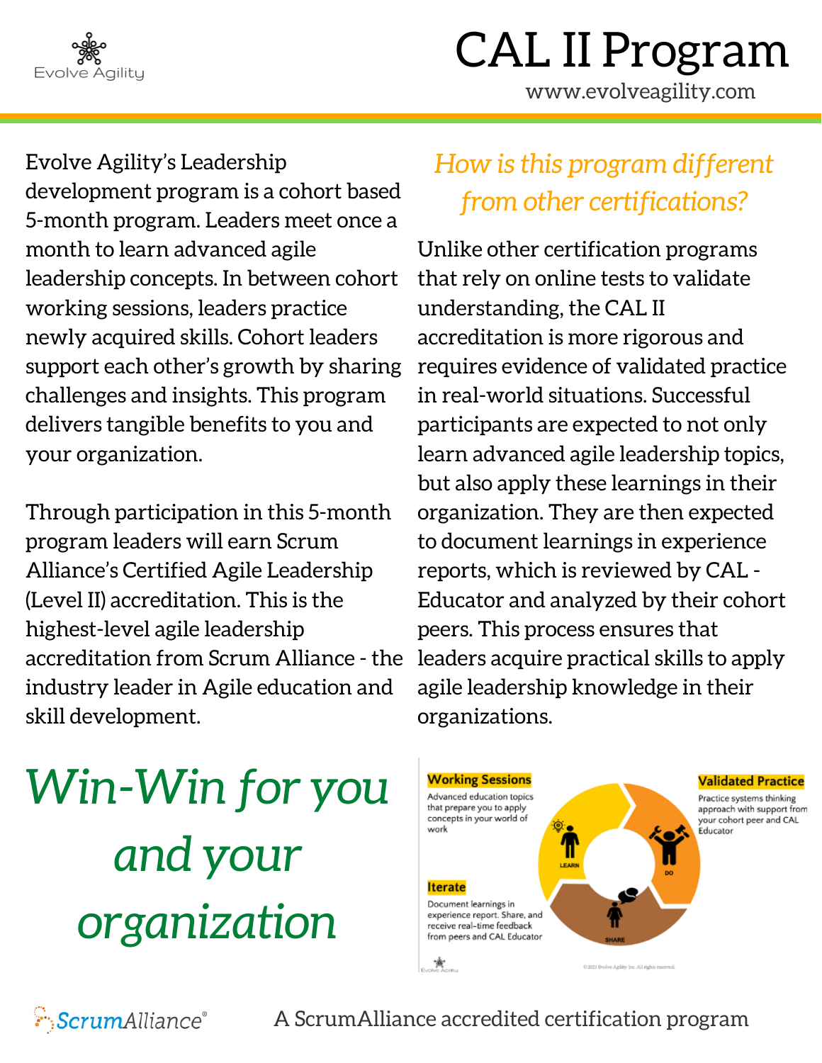Evolve Agility

# CAL II Program

www.evolveagility.com

Evolve Agility's Leadership development program is a cohort based 5-month program. Leaders meet once a month to learn advanced agile leadership concepts. In between cohort working sessions, leaders practice newly acquired skills. Cohort leaders support each other's growth by sharing challenges and insights. This program delivers tangible benefits to you and your organization.

Through participation in this 5-month program leaders will earn Scrum Alliance's Certified Agile Leadership (Level II) accreditation. This is the highest-level agile leadership accreditation from Scrum Alliance - the industry leader in Agile education and skill development.

## *How is this program different from other certifications?*

Unlike other certification programs that rely on online tests to validate understanding, the CAL II accreditation is more rigorous and requires evidence of validated practice in real-world situations. Successful participants are expected to not only learn advanced agile leadership topics, but also apply these learnings in their organization. They are then expected to document learnings in experience reports, which is reviewed by CAL - Educator and analyzed by their cohort peers. This process ensures that leaders acquire practical skills to apply agile leadership knowledge in their organizations.

## *Win-Win for you and your organization*

**Working Sessions**

Advanced education topics that prepare you to apply concepts in your world of work

**Validated Practice**

Practice systems thinking approach with support from your cohort peer and CAL Educator

**Iterate**

Document learnings in experience report. Share, and receive real-time feedback from peers and CAL Educator

LEARN · DO · SHARE

© 2021 Evolve Agility Inc. All rights reserved.

ScrumAlliance® A ScrumAlliance accredited certification program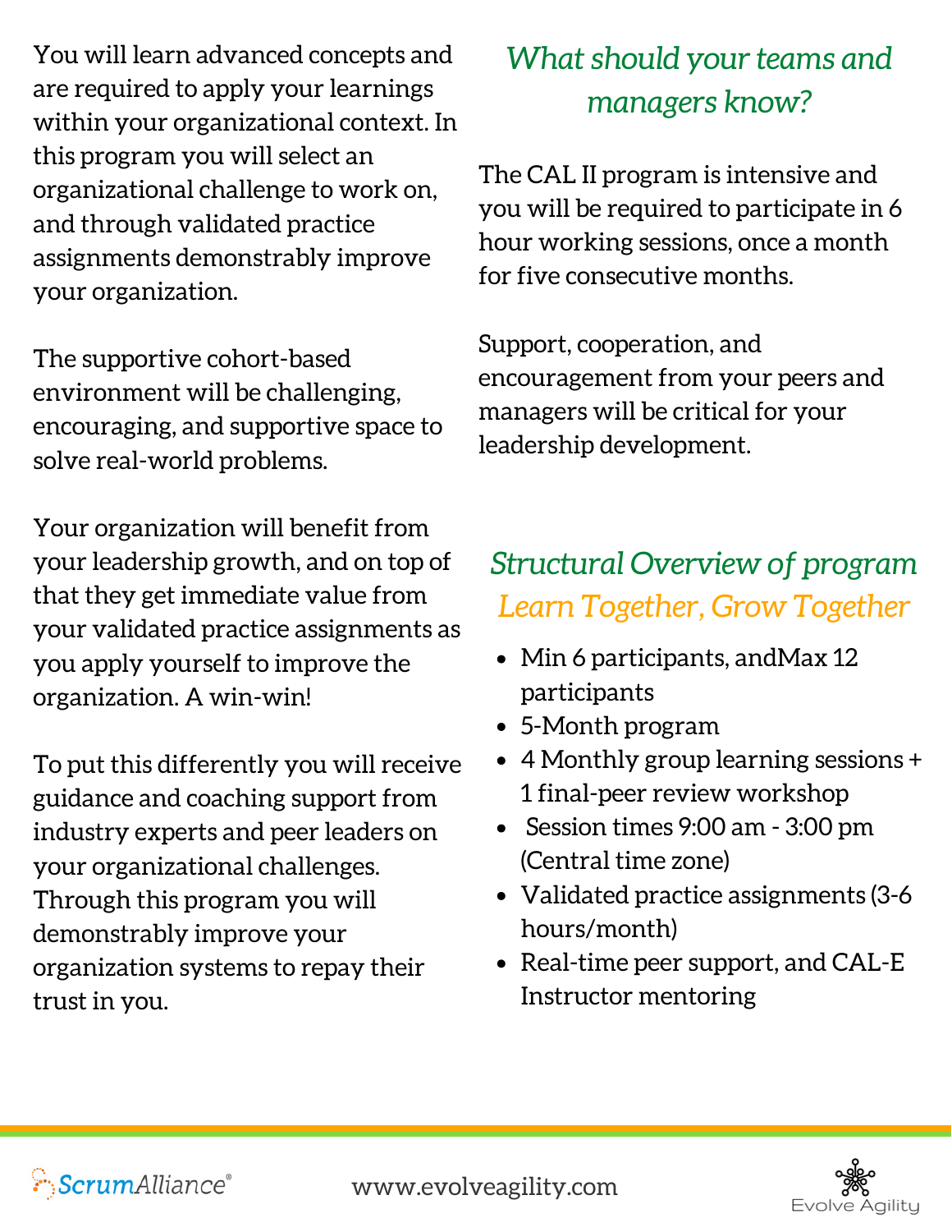You will learn advanced concepts and are required to apply your learnings within your organizational context. In this program you will select an organizational challenge to work on, and through validated practice assignments demonstrably improve your organization.

The supportive cohort-based environment will be challenging, encouraging, and supportive space to solve real-world problems.

Your organization will benefit from your leadership growth, and on top of that they get immediate value from your validated practice assignments as you apply yourself to improve the organization. A win-win!

To put this differently you will receive guidance and coaching support from industry experts and peer leaders on your organizational challenges. Through this program you will demonstrably improve your organization systems to repay their trust in you.

## *What should your teams and managers know?*

The CAL II program is intensive and you will be required to participate in 6 hour working sessions, once a month for five consecutive months.

Support, cooperation, and encouragement from your peers and managers will be critical for your leadership development.

## *Structural Overview of program*

### *Learn Together, Grow Together*

- Min 6 participants, andMax 12 participants
- 5-Month program
- 4 Monthly group learning sessions + 1 final-peer review workshop
- Session times 9:00 am - 3:00 pm (Central time zone)
- Validated practice assignments (3-6 hours/month)
- Real-time peer support, and CAL-E Instructor mentoring

ScrumAlliance®

www.evolveagility.com

Evolve Agility